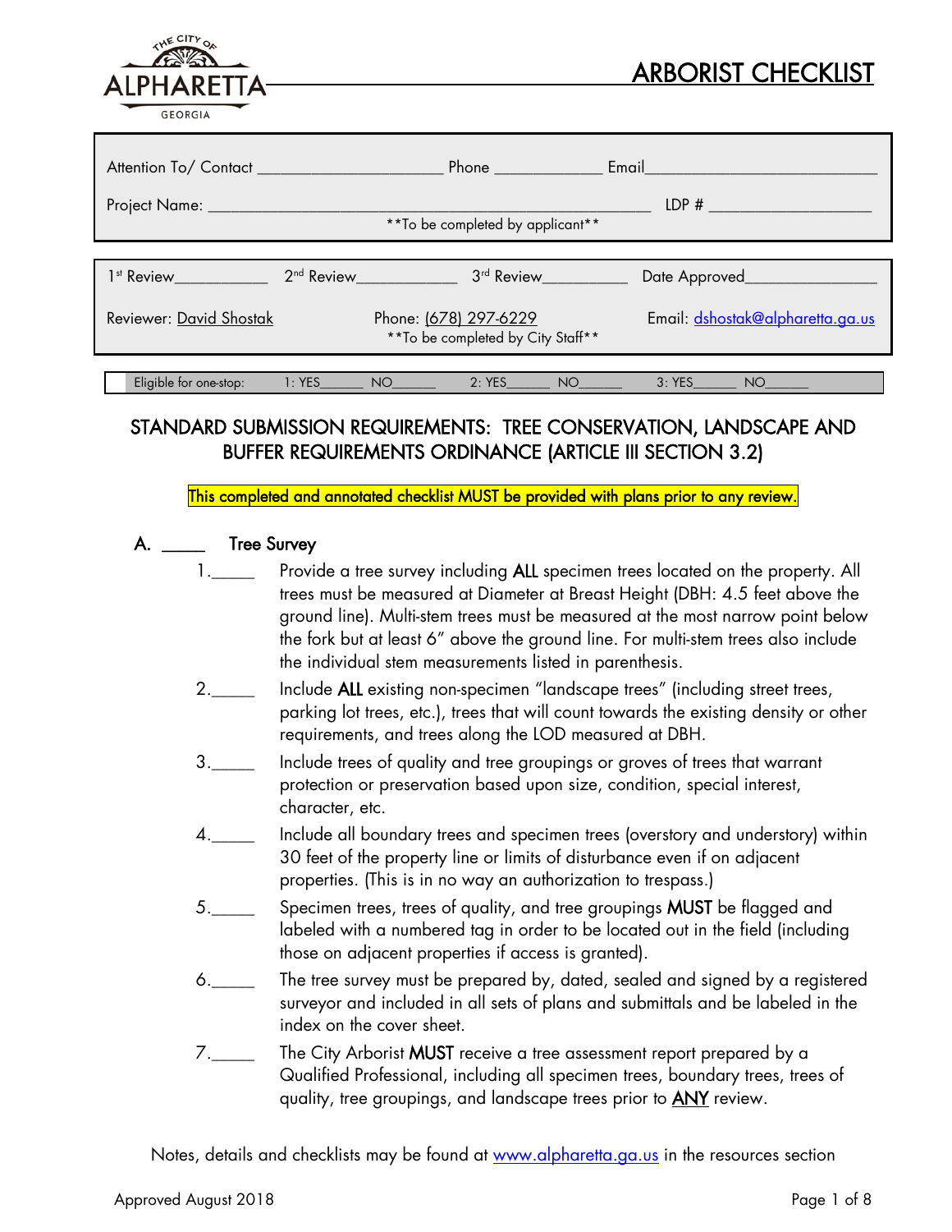# ARBORIST CHECKLIST

THE CITY OF ALPHARETTA GEORGIA

Attention To/ Contact ____________________ Phone ____________ Email____________________________

Project Name: ________________________________________________ LDP # __________________

**To be completed by applicant**

1st Review___________ 2nd Review____________ 3rd Review__________ Date Approved_______________

Reviewer: David Shostak Phone: (678) 297-6229 Email: dshostak@alpharetta.ga.us

**To be completed by City Staff**

Eligible for one-stop: 1: YES______ NO______ 2: YES______ NO______ 3: YES______ NO______

## STANDARD SUBMISSION REQUIREMENTS: TREE CONSERVATION, LANDSCAPE AND BUFFER REQUIREMENTS ORDINANCE (ARTICLE III SECTION 3.2)

This completed and annotated checklist MUST be provided with plans prior to any review.

### A. _____ Tree Survey

1._____ Provide a tree survey including **ALL** specimen trees located on the property. All trees must be measured at Diameter at Breast Height (DBH: 4.5 feet above the ground line). Multi-stem trees must be measured at the most narrow point below the fork but at least 6" above the ground line. For multi-stem trees also include the individual stem measurements listed in parenthesis.

2._____ Include **ALL** existing non-specimen "landscape trees" (including street trees, parking lot trees, etc.), trees that will count towards the existing density or other requirements, and trees along the LOD measured at DBH.

3._____ Include trees of quality and tree groupings or groves of trees that warrant protection or preservation based upon size, condition, special interest, character, etc.

4._____ Include all boundary trees and specimen trees (overstory and understory) within 30 feet of the property line or limits of disturbance even if on adjacent properties. (This is in no way an authorization to trespass.)

5._____ Specimen trees, trees of quality, and tree groupings **MUST** be flagged and labeled with a numbered tag in order to be located out in the field (including those on adjacent properties if access is granted).

6._____ The tree survey must be prepared by, dated, sealed and signed by a registered surveyor and included in all sets of plans and submittals and be labeled in the index on the cover sheet.

7._____ The City Arborist **MUST** receive a tree assessment report prepared by a Qualified Professional, including all specimen trees, boundary trees, trees of quality, tree groupings, and landscape trees prior to **ANY** review.

Notes, details and checklists may be found at www.alpharetta.ga.us in the resources section

Approved August 2018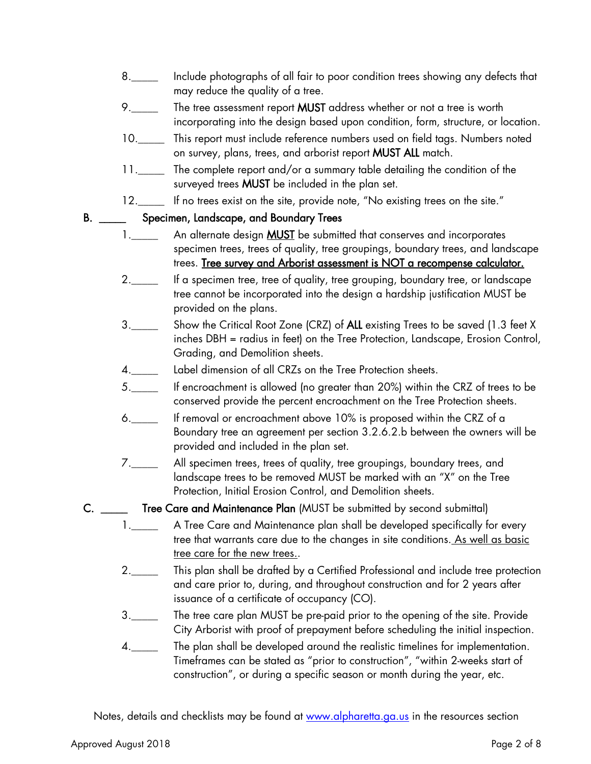8.\_\_\_\_\_ Include photographs of all fair to poor condition trees showing any defects that may reduce the quality of a tree.

9.\_\_\_\_\_ The tree assessment report **MUST** address whether or not a tree is worth incorporating into the design based upon condition, form, structure, or location.

10.\_\_\_\_\_ This report must include reference numbers used on field tags. Numbers noted on survey, plans, trees, and arborist report **MUST ALL** match.

11.\_\_\_\_\_ The complete report and/or a summary table detailing the condition of the surveyed trees **MUST** be included in the plan set.

12.\_\_\_\_\_ If no trees exist on the site, provide note, "No existing trees on the site."

**B. \_\_\_\_\_ Specimen, Landscape, and Boundary Trees**

1.\_\_\_\_\_ An alternate design **MUST** be submitted that conserves and incorporates specimen trees, trees of quality, tree groupings, boundary trees, and landscape trees. **Tree survey and Arborist assessment is NOT a recompense calculator.**

2.\_\_\_\_\_ If a specimen tree, tree of quality, tree grouping, boundary tree, or landscape tree cannot be incorporated into the design a hardship justification MUST be provided on the plans.

3.\_\_\_\_\_ Show the Critical Root Zone (CRZ) of **ALL** existing Trees to be saved (1.3 feet X inches DBH = radius in feet) on the Tree Protection, Landscape, Erosion Control, Grading, and Demolition sheets.

4.\_\_\_\_\_ Label dimension of all CRZs on the Tree Protection sheets.

5.\_\_\_\_\_ If encroachment is allowed (no greater than 20%) within the CRZ of trees to be conserved provide the percent encroachment on the Tree Protection sheets.

6.\_\_\_\_\_ If removal or encroachment above 10% is proposed within the CRZ of a Boundary tree an agreement per section 3.2.6.2.b between the owners will be provided and included in the plan set.

7.\_\_\_\_\_ All specimen trees, trees of quality, tree groupings, boundary trees, and landscape trees to be removed MUST be marked with an "X" on the Tree Protection, Initial Erosion Control, and Demolition sheets.

**C. \_\_\_\_\_ Tree Care and Maintenance Plan** (MUST be submitted by second submittal)

1.\_\_\_\_\_ A Tree Care and Maintenance plan shall be developed specifically for every tree that warrants care due to the changes in site conditions. As well as basic tree care for the new trees..

2.\_\_\_\_\_ This plan shall be drafted by a Certified Professional and include tree protection and care prior to, during, and throughout construction and for 2 years after issuance of a certificate of occupancy (CO).

3.\_\_\_\_\_ The tree care plan MUST be pre-paid prior to the opening of the site. Provide City Arborist with proof of prepayment before scheduling the initial inspection.

4.\_\_\_\_\_ The plan shall be developed around the realistic timelines for implementation. Timeframes can be stated as "prior to construction", "within 2-weeks start of construction", or during a specific season or month during the year, etc.

Notes, details and checklists may be found at www.alpharetta.ga.us in the resources section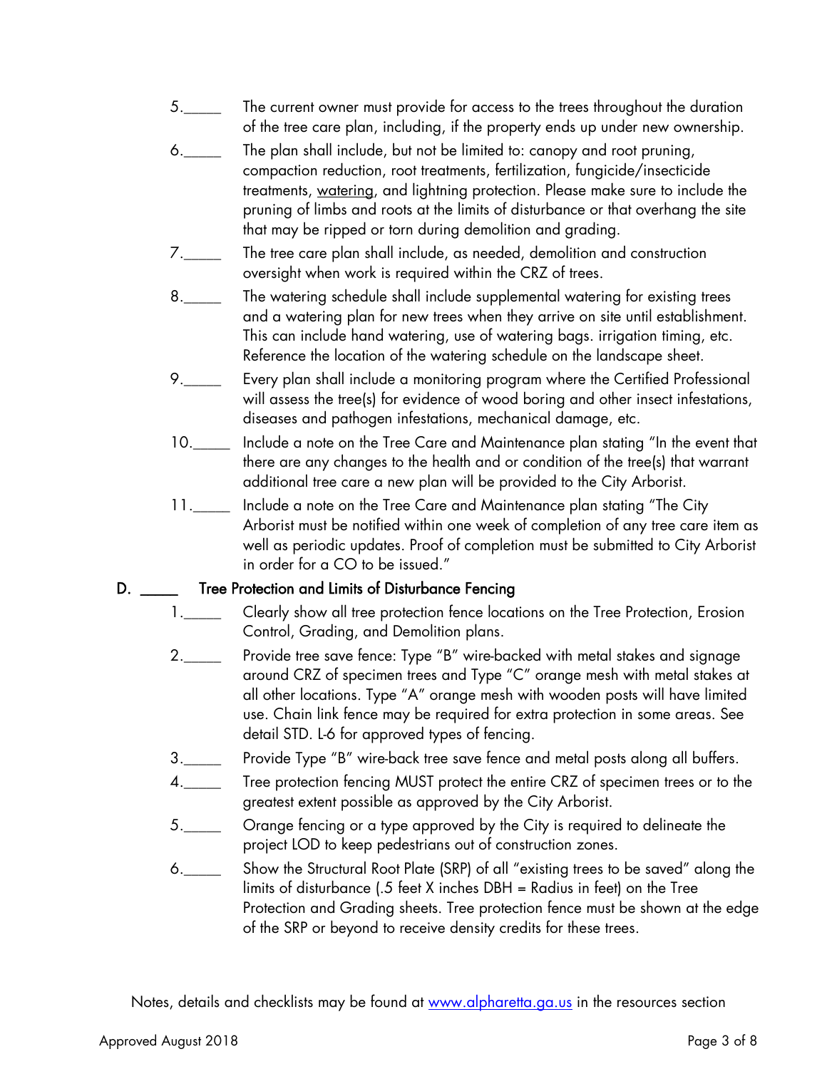5.\_\_\_\_\_ The current owner must provide for access to the trees throughout the duration of the tree care plan, including, if the property ends up under new ownership.

6.\_\_\_\_\_ The plan shall include, but not be limited to: canopy and root pruning, compaction reduction, root treatments, fertilization, fungicide/insecticide treatments, <u>watering</u>, and lightning protection. Please make sure to include the pruning of limbs and roots at the limits of disturbance or that overhang the site that may be ripped or torn during demolition and grading.

7.\_\_\_\_\_ The tree care plan shall include, as needed, demolition and construction oversight when work is required within the CRZ of trees.

8.\_\_\_\_\_ The watering schedule shall include supplemental watering for existing trees and a watering plan for new trees when they arrive on site until establishment. This can include hand watering, use of watering bags. irrigation timing, etc. Reference the location of the watering schedule on the landscape sheet.

9.\_\_\_\_\_ Every plan shall include a monitoring program where the Certified Professional will assess the tree(s) for evidence of wood boring and other insect infestations, diseases and pathogen infestations, mechanical damage, etc.

10.\_\_\_\_\_ Include a note on the Tree Care and Maintenance plan stating "In the event that there are any changes to the health and or condition of the tree(s) that warrant additional tree care a new plan will be provided to the City Arborist.

11.\_\_\_\_\_ Include a note on the Tree Care and Maintenance plan stating "The City Arborist must be notified within one week of completion of any tree care item as well as periodic updates. Proof of completion must be submitted to City Arborist in order for a CO to be issued."

**D. \_\_\_\_\_ Tree Protection and Limits of Disturbance Fencing**

1.\_\_\_\_\_ Clearly show all tree protection fence locations on the Tree Protection, Erosion Control, Grading, and Demolition plans.

2.\_\_\_\_\_ Provide tree save fence: Type "B" wire-backed with metal stakes and signage around CRZ of specimen trees and Type "C" orange mesh with metal stakes at all other locations. Type "A" orange mesh with wooden posts will have limited use. Chain link fence may be required for extra protection in some areas. See detail STD. L-6 for approved types of fencing.

3.\_\_\_\_\_ Provide Type "B" wire-back tree save fence and metal posts along all buffers.

4.\_\_\_\_\_ Tree protection fencing MUST protect the entire CRZ of specimen trees or to the greatest extent possible as approved by the City Arborist.

5.\_\_\_\_\_ Orange fencing or a type approved by the City is required to delineate the project LOD to keep pedestrians out of construction zones.

6.\_\_\_\_\_ Show the Structural Root Plate (SRP) of all "existing trees to be saved" along the limits of disturbance (.5 feet X inches DBH = Radius in feet) on the Tree Protection and Grading sheets. Tree protection fence must be shown at the edge of the SRP or beyond to receive density credits for these trees.

Notes, details and checklists may be found at [www.alpharetta.ga.us](http://www.alpharetta.ga.us) in the resources section

Approved August 2018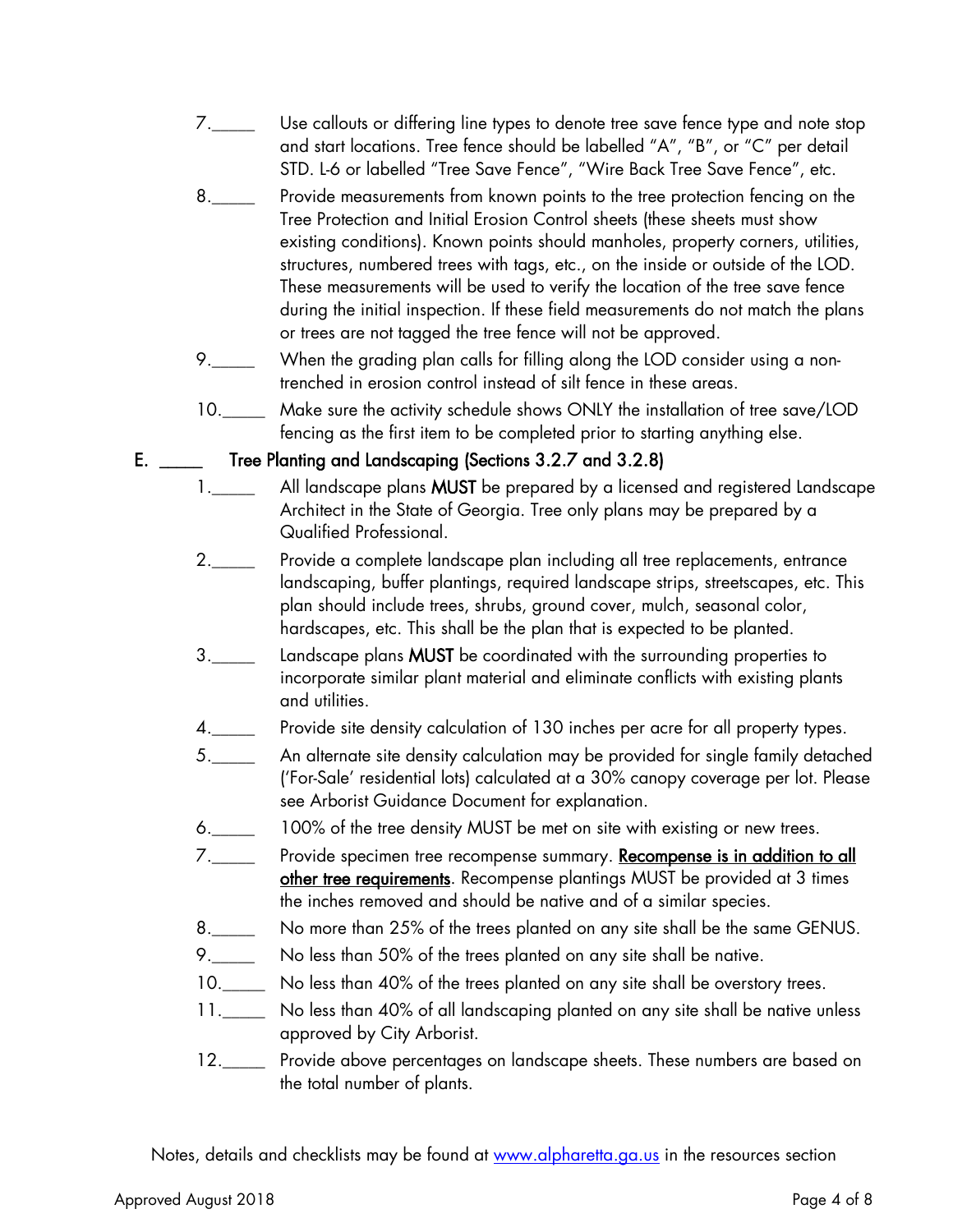7.\_\_\_\_\_ Use callouts or differing line types to denote tree save fence type and note stop and start locations. Tree fence should be labelled "A", "B", or "C" per detail STD. L-6 or labelled "Tree Save Fence", "Wire Back Tree Save Fence", etc.

8.\_\_\_\_\_ Provide measurements from known points to the tree protection fencing on the Tree Protection and Initial Erosion Control sheets (these sheets must show existing conditions). Known points should manholes, property corners, utilities, structures, numbered trees with tags, etc., on the inside or outside of the LOD. These measurements will be used to verify the location of the tree save fence during the initial inspection. If these field measurements do not match the plans or trees are not tagged the tree fence will not be approved.

9.\_\_\_\_\_ When the grading plan calls for filling along the LOD consider using a non-trenched in erosion control instead of silt fence in these areas.

10.\_\_\_\_\_ Make sure the activity schedule shows ONLY the installation of tree save/LOD fencing as the first item to be completed prior to starting anything else.

## E. \_\_\_\_\_ Tree Planting and Landscaping (Sections 3.2.7 and 3.2.8)

1.\_\_\_\_\_ All landscape plans **MUST** be prepared by a licensed and registered Landscape Architect in the State of Georgia. Tree only plans may be prepared by a Qualified Professional.

2.\_\_\_\_\_ Provide a complete landscape plan including all tree replacements, entrance landscaping, buffer plantings, required landscape strips, streetscapes, etc. This plan should include trees, shrubs, ground cover, mulch, seasonal color, hardscapes, etc. This shall be the plan that is expected to be planted.

3.\_\_\_\_\_ Landscape plans **MUST** be coordinated with the surrounding properties to incorporate similar plant material and eliminate conflicts with existing plants and utilities.

4.\_\_\_\_\_ Provide site density calculation of 130 inches per acre for all property types.

5.\_\_\_\_\_ An alternate site density calculation may be provided for single family detached ('For-Sale' residential lots) calculated at a 30% canopy coverage per lot. Please see Arborist Guidance Document for explanation.

6.\_\_\_\_\_ 100% of the tree density MUST be met on site with existing or new trees.

7.\_\_\_\_\_ Provide specimen tree recompense summary. **<u>Recompense is in addition to all other tree requirements</u>**. Recompense plantings MUST be provided at 3 times the inches removed and should be native and of a similar species.

8.\_\_\_\_\_ No more than 25% of the trees planted on any site shall be the same GENUS.

9.\_\_\_\_\_ No less than 50% of the trees planted on any site shall be native.

10.\_\_\_\_\_ No less than 40% of the trees planted on any site shall be overstory trees.

11.\_\_\_\_\_ No less than 40% of all landscaping planted on any site shall be native unless approved by City Arborist.

12.\_\_\_\_\_ Provide above percentages on landscape sheets. These numbers are based on the total number of plants.

Notes, details and checklists may be found at www.alpharetta.ga.us in the resources section

Approved August 2018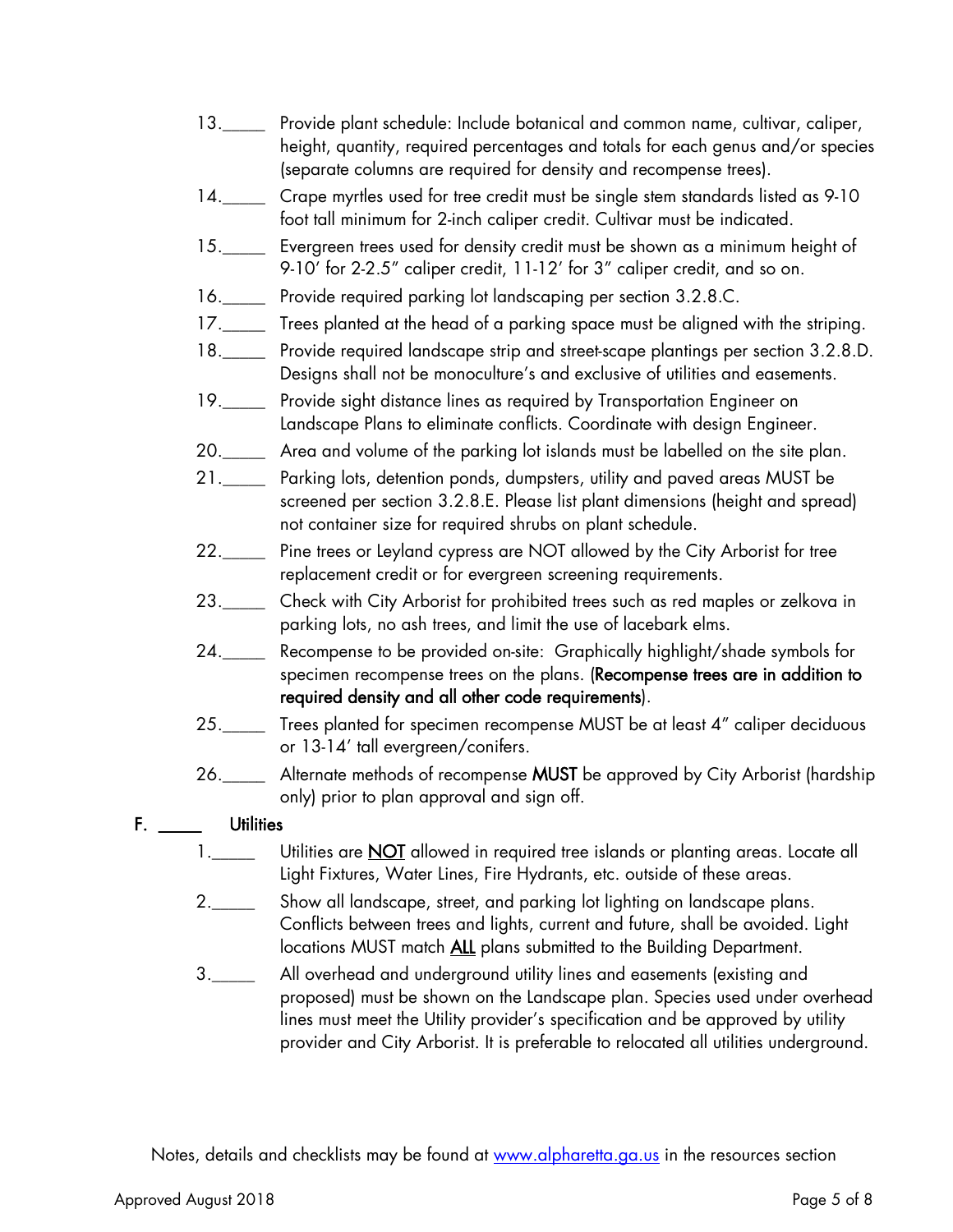13.\_\_\_\_\_ Provide plant schedule: Include botanical and common name, cultivar, caliper, height, quantity, required percentages and totals for each genus and/or species (separate columns are required for density and recompense trees).

14.\_\_\_\_\_ Crape myrtles used for tree credit must be single stem standards listed as 9-10 foot tall minimum for 2-inch caliper credit. Cultivar must be indicated.

15.\_\_\_\_\_ Evergreen trees used for density credit must be shown as a minimum height of 9-10' for 2-2.5" caliper credit, 11-12' for 3" caliper credit, and so on.

16.\_\_\_\_\_ Provide required parking lot landscaping per section 3.2.8.C.

17.\_\_\_\_\_ Trees planted at the head of a parking space must be aligned with the striping.

18.\_\_\_\_\_ Provide required landscape strip and street-scape plantings per section 3.2.8.D. Designs shall not be monoculture's and exclusive of utilities and easements.

19.\_\_\_\_\_ Provide sight distance lines as required by Transportation Engineer on Landscape Plans to eliminate conflicts. Coordinate with design Engineer.

20.\_\_\_\_\_ Area and volume of the parking lot islands must be labelled on the site plan.

21.\_\_\_\_\_ Parking lots, detention ponds, dumpsters, utility and paved areas MUST be screened per section 3.2.8.E. Please list plant dimensions (height and spread) not container size for required shrubs on plant schedule.

22.\_\_\_\_\_ Pine trees or Leyland cypress are NOT allowed by the City Arborist for tree replacement credit or for evergreen screening requirements.

23.\_\_\_\_\_ Check with City Arborist for prohibited trees such as red maples or zelkova in parking lots, no ash trees, and limit the use of lacebark elms.

24.\_\_\_\_\_ Recompense to be provided on-site: Graphically highlight/shade symbols for specimen recompense trees on the plans. (**Recompense trees are in addition to required density and all other code requirements**).

25.\_\_\_\_\_ Trees planted for specimen recompense MUST be at least 4" caliper deciduous or 13-14' tall evergreen/conifers.

26.\_\_\_\_\_ Alternate methods of recompense **MUST** be approved by City Arborist (hardship only) prior to plan approval and sign off.

## F. \_\_\_\_\_ Utilities

1.\_\_\_\_\_ Utilities are <u>**NOT**</u> allowed in required tree islands or planting areas. Locate all Light Fixtures, Water Lines, Fire Hydrants, etc. outside of these areas.

2.\_\_\_\_\_ Show all landscape, street, and parking lot lighting on landscape plans. Conflicts between trees and lights, current and future, shall be avoided. Light locations MUST match <u>**ALL**</u> plans submitted to the Building Department.

3.\_\_\_\_\_ All overhead and underground utility lines and easements (existing and proposed) must be shown on the Landscape plan. Species used under overhead lines must meet the Utility provider's specification and be approved by utility provider and City Arborist. It is preferable to relocated all utilities underground.

Notes, details and checklists may be found at [www.alpharetta.ga.us](http://www.alpharetta.ga.us) in the resources section

Approved August 2018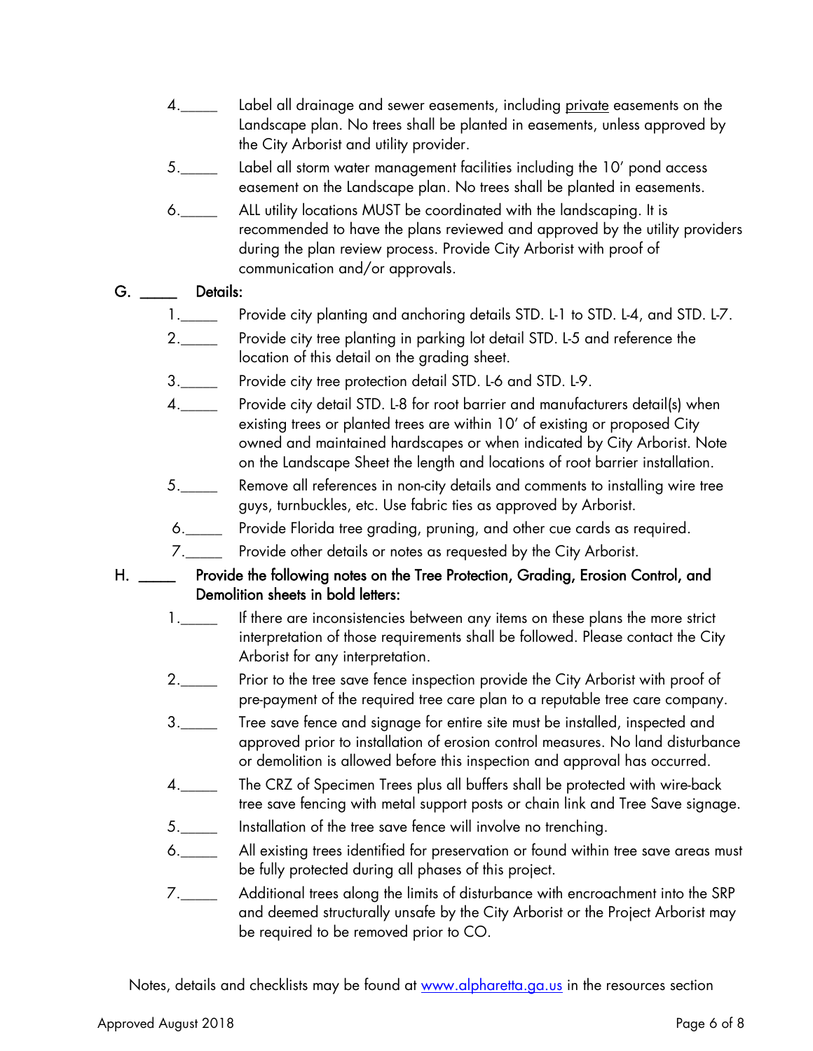4.\_\_\_\_\_ Label all drainage and sewer easements, including private easements on the Landscape plan. No trees shall be planted in easements, unless approved by the City Arborist and utility provider.

5.\_\_\_\_\_ Label all storm water management facilities including the 10' pond access easement on the Landscape plan. No trees shall be planted in easements.

6.\_\_\_\_\_ ALL utility locations MUST be coordinated with the landscaping. It is recommended to have the plans reviewed and approved by the utility providers during the plan review process. Provide City Arborist with proof of communication and/or approvals.

G. \_\_\_\_\_ Details:

1.\_\_\_\_\_ Provide city planting and anchoring details STD. L-1 to STD. L-4, and STD. L-7.

2.\_\_\_\_\_ Provide city tree planting in parking lot detail STD. L-5 and reference the location of this detail on the grading sheet.

3.\_\_\_\_\_ Provide city tree protection detail STD. L-6 and STD. L-9.

4.\_\_\_\_\_ Provide city detail STD. L-8 for root barrier and manufacturers detail(s) when existing trees or planted trees are within 10' of existing or proposed City owned and maintained hardscapes or when indicated by City Arborist. Note on the Landscape Sheet the length and locations of root barrier installation.

5.\_\_\_\_\_ Remove all references in non-city details and comments to installing wire tree guys, turnbuckles, etc. Use fabric ties as approved by Arborist.

6.\_\_\_\_\_ Provide Florida tree grading, pruning, and other cue cards as required.

7.\_\_\_\_\_ Provide other details or notes as requested by the City Arborist.

H. \_\_\_\_\_ Provide the following notes on the Tree Protection, Grading, Erosion Control, and Demolition sheets in bold letters:

1.\_\_\_\_\_ If there are inconsistencies between any items on these plans the more strict interpretation of those requirements shall be followed. Please contact the City Arborist for any interpretation.

2.\_\_\_\_\_ Prior to the tree save fence inspection provide the City Arborist with proof of pre-payment of the required tree care plan to a reputable tree care company.

3.\_\_\_\_\_ Tree save fence and signage for entire site must be installed, inspected and approved prior to installation of erosion control measures. No land disturbance or demolition is allowed before this inspection and approval has occurred.

4.\_\_\_\_\_ The CRZ of Specimen Trees plus all buffers shall be protected with wire-back tree save fencing with metal support posts or chain link and Tree Save signage.

5.\_\_\_\_\_ Installation of the tree save fence will involve no trenching.

6.\_\_\_\_\_ All existing trees identified for preservation or found within tree save areas must be fully protected during all phases of this project.

7.\_\_\_\_\_ Additional trees along the limits of disturbance with encroachment into the SRP and deemed structurally unsafe by the City Arborist or the Project Arborist may be required to be removed prior to CO.

Notes, details and checklists may be found at www.alpharetta.ga.us in the resources section

Approved August 2018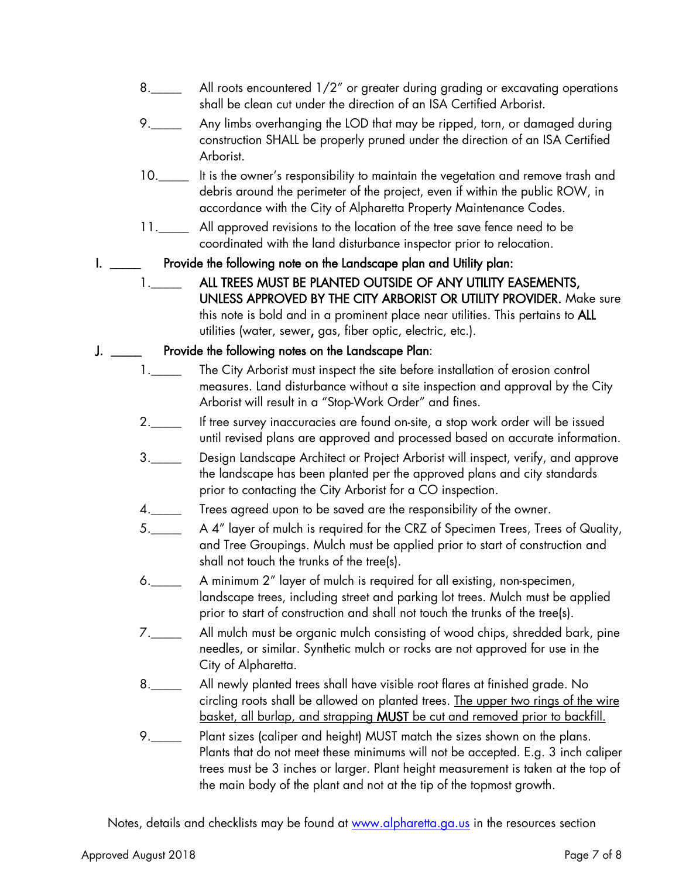8.\_\_\_\_\_ All roots encountered 1/2" or greater during grading or excavating operations shall be clean cut under the direction of an ISA Certified Arborist.

9.\_\_\_\_\_ Any limbs overhanging the LOD that may be ripped, torn, or damaged during construction SHALL be properly pruned under the direction of an ISA Certified Arborist.

10.\_\_\_\_\_ It is the owner's responsibility to maintain the vegetation and remove trash and debris around the perimeter of the project, even if within the public ROW, in accordance with the City of Alpharetta Property Maintenance Codes.

11.\_\_\_\_\_ All approved revisions to the location of the tree save fence need to be coordinated with the land disturbance inspector prior to relocation.

I. \_\_\_\_\_ **Provide the following note on the Landscape plan and Utility plan:**

1.\_\_\_\_\_ **ALL TREES MUST BE PLANTED OUTSIDE OF ANY UTILITY EASEMENTS, UNLESS APPROVED BY THE CITY ARBORIST OR UTILITY PROVIDER.** Make sure this note is bold and in a prominent place near utilities. This pertains to **ALL** utilities (water, sewer, gas, fiber optic, electric, etc.).

J. \_\_\_\_\_ **Provide the following notes on the Landscape Plan**:

1.\_\_\_\_\_ The City Arborist must inspect the site before installation of erosion control measures. Land disturbance without a site inspection and approval by the City Arborist will result in a "Stop-Work Order" and fines.

2.\_\_\_\_\_ If tree survey inaccuracies are found on-site, a stop work order will be issued until revised plans are approved and processed based on accurate information.

3.\_\_\_\_\_ Design Landscape Architect or Project Arborist will inspect, verify, and approve the landscape has been planted per the approved plans and city standards prior to contacting the City Arborist for a CO inspection.

4.\_\_\_\_\_ Trees agreed upon to be saved are the responsibility of the owner.

5.\_\_\_\_\_ A 4" layer of mulch is required for the CRZ of Specimen Trees, Trees of Quality, and Tree Groupings. Mulch must be applied prior to start of construction and shall not touch the trunks of the tree(s).

6.\_\_\_\_\_ A minimum 2" layer of mulch is required for all existing, non-specimen, landscape trees, including street and parking lot trees. Mulch must be applied prior to start of construction and shall not touch the trunks of the tree(s).

7.\_\_\_\_\_ All mulch must be organic mulch consisting of wood chips, shredded bark, pine needles, or similar. Synthetic mulch or rocks are not approved for use in the City of Alpharetta.

8.\_\_\_\_\_ All newly planted trees shall have visible root flares at finished grade. No circling roots shall be allowed on planted trees. <u>The upper two rings of the wire basket, all burlap, and strapping **MUST** be cut and removed prior to backfill.</u>

9.\_\_\_\_\_ Plant sizes (caliper and height) MUST match the sizes shown on the plans. Plants that do not meet these minimums will not be accepted. E.g. 3 inch caliper trees must be 3 inches or larger. Plant height measurement is taken at the top of the main body of the plant and not at the tip of the topmost growth.

Notes, details and checklists may be found at [www.alpharetta.ga.us](http://www.alpharetta.ga.us) in the resources section

Approved August 2018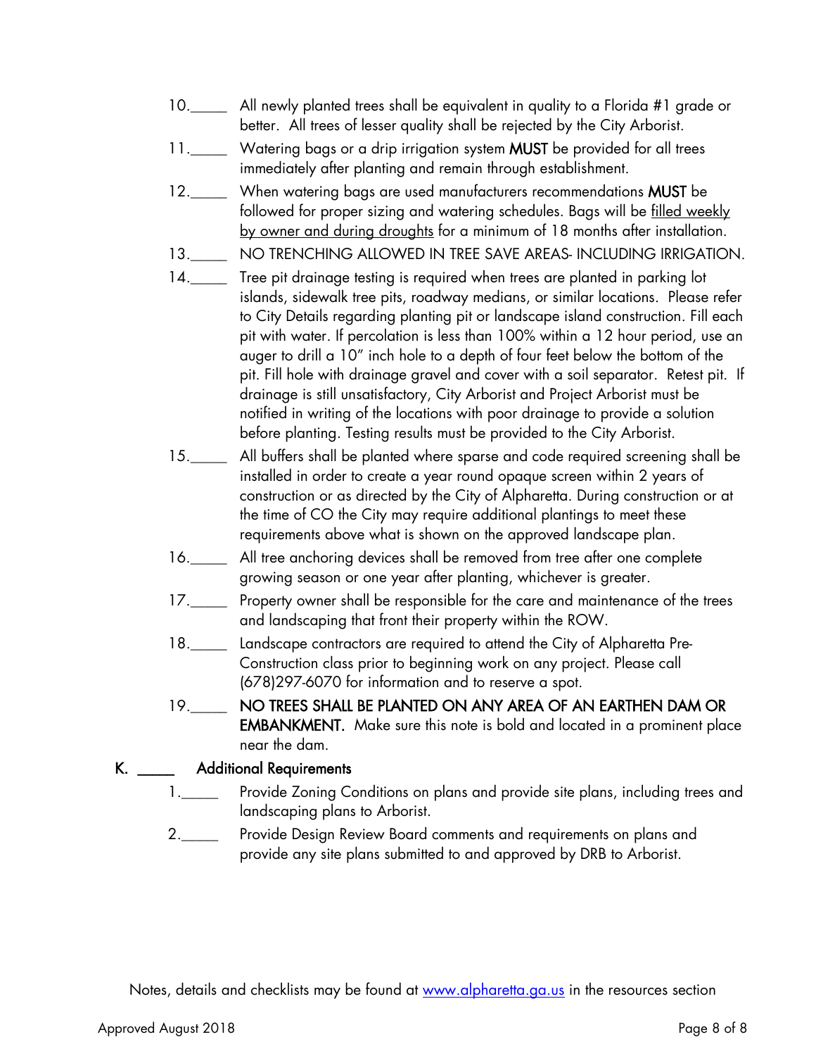10.\_\_\_\_\_ All newly planted trees shall be equivalent in quality to a Florida #1 grade or better. All trees of lesser quality shall be rejected by the City Arborist.

11.\_\_\_\_\_ Watering bags or a drip irrigation system **MUST** be provided for all trees immediately after planting and remain through establishment.

12.\_\_\_\_\_ When watering bags are used manufacturers recommendations **MUST** be followed for proper sizing and watering schedules. Bags will be <u>filled weekly by owner and during droughts</u> for a minimum of 18 months after installation.

13.\_\_\_\_\_ NO TRENCHING ALLOWED IN TREE SAVE AREAS- INCLUDING IRRIGATION.

14.\_\_\_\_\_ Tree pit drainage testing is required when trees are planted in parking lot islands, sidewalk tree pits, roadway medians, or similar locations. Please refer to City Details regarding planting pit or landscape island construction. Fill each pit with water. If percolation is less than 100% within a 12 hour period, use an auger to drill a 10" inch hole to a depth of four feet below the bottom of the pit. Fill hole with drainage gravel and cover with a soil separator. Retest pit. If drainage is still unsatisfactory, City Arborist and Project Arborist must be notified in writing of the locations with poor drainage to provide a solution before planting. Testing results must be provided to the City Arborist.

15.\_\_\_\_\_ All buffers shall be planted where sparse and code required screening shall be installed in order to create a year round opaque screen within 2 years of construction or as directed by the City of Alpharetta. During construction or at the time of CO the City may require additional plantings to meet these requirements above what is shown on the approved landscape plan.

16.\_\_\_\_\_ All tree anchoring devices shall be removed from tree after one complete growing season or one year after planting, whichever is greater.

17.\_\_\_\_\_ Property owner shall be responsible for the care and maintenance of the trees and landscaping that front their property within the ROW.

18.\_\_\_\_\_ Landscape contractors are required to attend the City of Alpharetta Pre-Construction class prior to beginning work on any project. Please call (678)297-6070 for information and to reserve a spot.

19.\_\_\_\_\_ **NO TREES SHALL BE PLANTED ON ANY AREA OF AN EARTHEN DAM OR EMBANKMENT.** Make sure this note is bold and located in a prominent place near the dam.

**K. \_\_\_\_\_ Additional Requirements**

1.\_\_\_\_\_ Provide Zoning Conditions on plans and provide site plans, including trees and landscaping plans to Arborist.

2.\_\_\_\_\_ Provide Design Review Board comments and requirements on plans and provide any site plans submitted to and approved by DRB to Arborist.

Notes, details and checklists may be found at [www.alpharetta.ga.us](http://www.alpharetta.ga.us) in the resources section

Approved August 2018